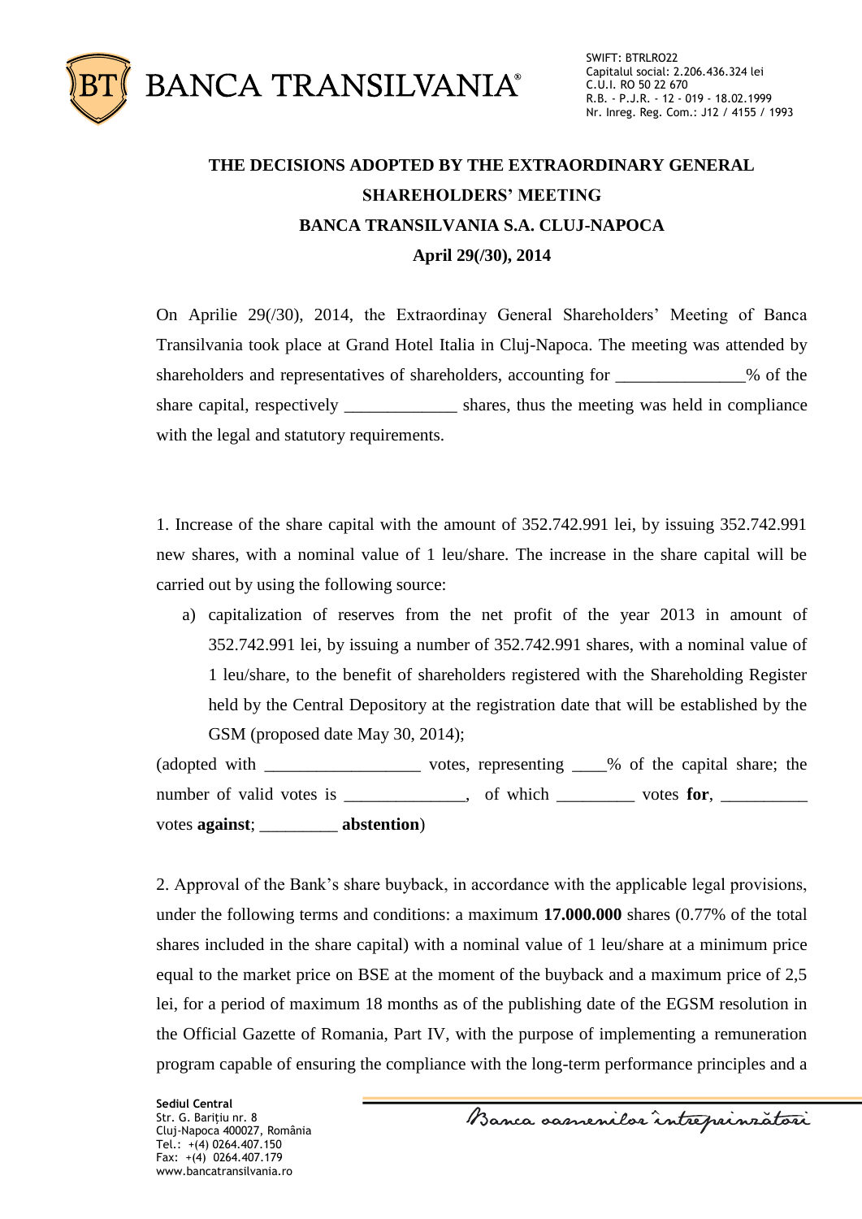# THE DECISIONS ADOPTED BY THE EXTRAORDINARY GENERAL SHAREHOLDERS' MEETING

## BANCA TRANSILVANIA S.A. CLUJ-NAPOCA

### April 29(/30), 2014

On Aprilie 29(/30), 2014, the Extraordinay General Shareholders' Meeting of Banca Transilvania took place at Grand Hotel Italia in Cluj-Napoca. The meeting was attended by shareholders and representatives of shareholders, accounting for _______________% of the share capital, respectively _____________ shares, thus the meeting was held in compliance with the legal and statutory requirements.

1. Increase of the share capital with the amount of 352.742.991 lei, by issuing 352.742.991 new shares, with a nominal value of 1 leu/share. The increase in the share capital will be carried out by using the following source:
   a) capitalization of reserves from the net profit of the year 2013 in amount of 352.742.991 lei, by issuing a number of 352.742.991 shares, with a nominal value of 1 leu/share, to the benefit of shareholders registered with the Shareholding Register held by the Central Depository at the registration date that will be established by the GSM (proposed date May 30, 2014);

(adopted with __________________ votes, representing ____% of the capital share; the number of valid votes is ______________, of which _________ votes **for**, __________ votes **against**; _________ **abstention**)

2. Approval of the Bank's share buyback, in accordance with the applicable legal provisions, under the following terms and conditions: a maximum **17.000.000** shares (0.77% of the total shares included in the share capital) with a nominal value of 1 leu/share at a minimum price equal to the market price on BSE at the moment of the buyback and a maximum price of 2,5 lei, for a period of maximum 18 months as of the publishing date of the EGSM resolution in the Official Gazette of Romania, Part IV, with the purpose of implementing a remuneration program capable of ensuring the compliance with the long-term performance principles and a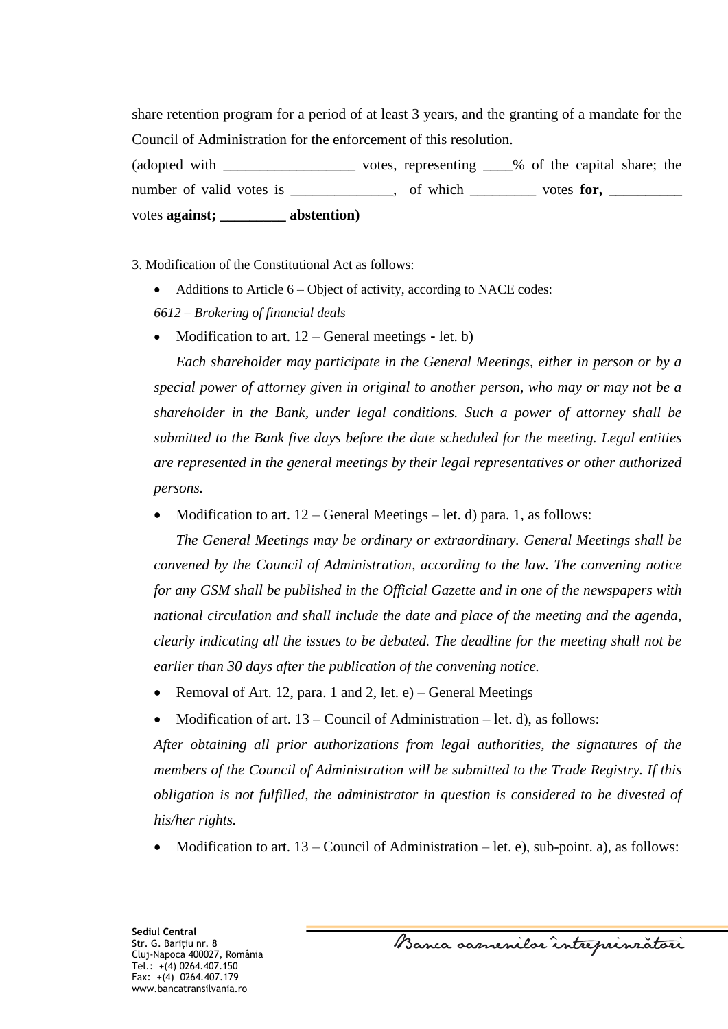share retention program for a period of at least 3 years, and the granting of a mandate for the Council of Administration for the enforcement of this resolution.

(adopted with __________________ votes, representing ____% of the capital share; the number of valid votes is ______________, of which _________ votes **for, __________** votes **against; _________ abstention)**

3. Modification of the Constitutional Act as follows:

- Additions to Article 6 – Object of activity, according to NACE codes:

  *6612 – Brokering of financial deals*

- Modification to art. 12 – General meetings - let. b)

  *Each shareholder may participate in the General Meetings, either in person or by a special power of attorney given in original to another person, who may or may not be a shareholder in the Bank, under legal conditions. Such a power of attorney shall be submitted to the Bank five days before the date scheduled for the meeting. Legal entities are represented in the general meetings by their legal representatives or other authorized persons.*

- Modification to art. 12 – General Meetings – let. d) para. 1, as follows:

  *The General Meetings may be ordinary or extraordinary. General Meetings shall be convened by the Council of Administration, according to the law. The convening notice for any GSM shall be published in the Official Gazette and in one of the newspapers with national circulation and shall include the date and place of the meeting and the agenda, clearly indicating all the issues to be debated. The deadline for the meeting shall not be earlier than 30 days after the publication of the convening notice.*

- Removal of Art. 12, para. 1 and 2, let. e) – General Meetings

- Modification of art. 13 – Council of Administration – let. d), as follows:

  *After obtaining all prior authorizations from legal authorities, the signatures of the members of the Council of Administration will be submitted to the Trade Registry. If this obligation is not fulfilled, the administrator in question is considered to be divested of his/her rights.*

- Modification to art. 13 – Council of Administration – let. e), sub-point. a), as follows: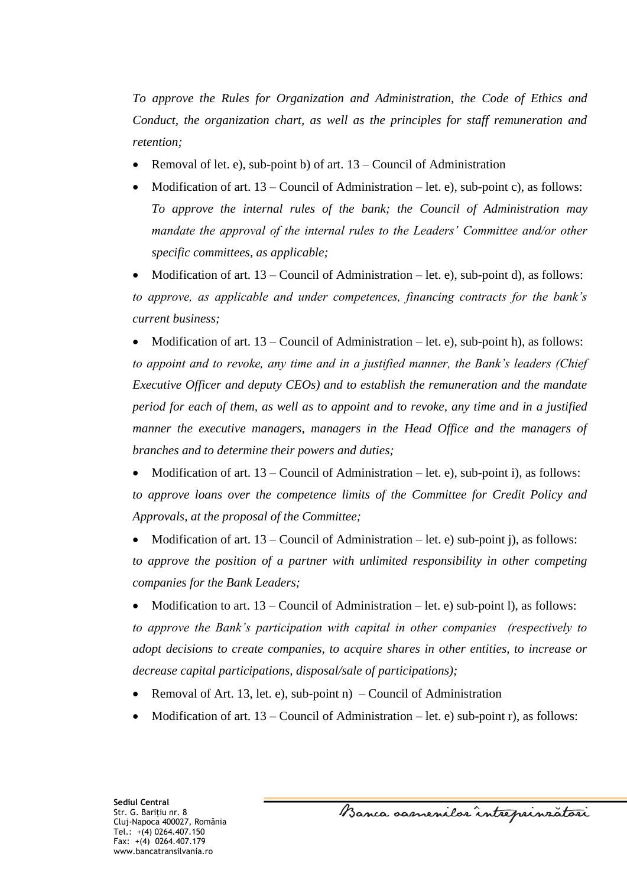*To approve the Rules for Organization and Administration, the Code of Ethics and Conduct, the organization chart, as well as the principles for staff remuneration and retention;*

- Removal of let. e), sub-point b) of art. 13 – Council of Administration
- Modification of art. 13 – Council of Administration – let. e), sub-point c), as follows: *To approve the internal rules of the bank; the Council of Administration may mandate the approval of the internal rules to the Leaders' Committee and/or other specific committees, as applicable;*
- Modification of art. 13 – Council of Administration – let. e), sub-point d), as follows:

*to approve, as applicable and under competences, financing contracts for the bank's current business;*

- Modification of art. 13 – Council of Administration – let. e), sub-point h), as follows:

*to appoint and to revoke, any time and in a justified manner, the Bank's leaders (Chief Executive Officer and deputy CEOs) and to establish the remuneration and the mandate period for each of them, as well as to appoint and to revoke, any time and in a justified manner the executive managers, managers in the Head Office and the managers of branches and to determine their powers and duties;*

- Modification of art. 13 – Council of Administration – let. e), sub-point i), as follows:

*to approve loans over the competence limits of the Committee for Credit Policy and Approvals, at the proposal of the Committee;*

- Modification of art. 13 – Council of Administration – let. e) sub-point j), as follows:

*to approve the position of a partner with unlimited responsibility in other competing companies for the Bank Leaders;*

- Modification to art. 13 – Council of Administration – let. e) sub-point l), as follows:

*to approve the Bank's participation with capital in other companies (respectively to adopt decisions to create companies, to acquire shares in other entities, to increase or decrease capital participations, disposal/sale of participations);*

- Removal of Art. 13, let. e), sub-point n) – Council of Administration
- Modification of art. 13 – Council of Administration – let. e) sub-point r), as follows: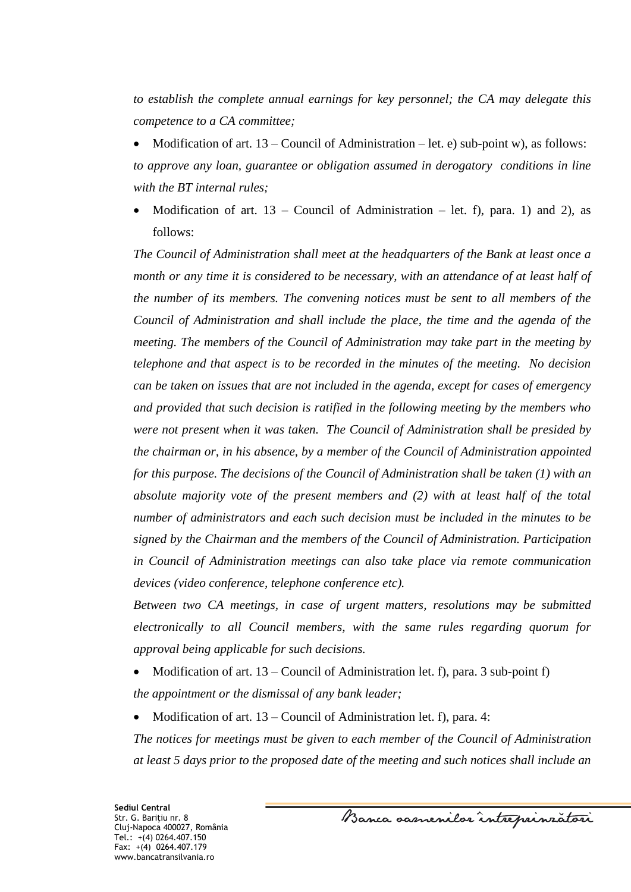*to establish the complete annual earnings for key personnel; the CA may delegate this competence to a CA committee;*

- Modification of art. 13 – Council of Administration – let. e) sub-point w), as follows:

*to approve any loan, guarantee or obligation assumed in derogatory conditions in line with the BT internal rules;*

- Modification of art. 13 – Council of Administration – let. f), para. 1) and 2), as follows:

*The Council of Administration shall meet at the headquarters of the Bank at least once a month or any time it is considered to be necessary, with an attendance of at least half of the number of its members. The convening notices must be sent to all members of the Council of Administration and shall include the place, the time and the agenda of the meeting. The members of the Council of Administration may take part in the meeting by telephone and that aspect is to be recorded in the minutes of the meeting. No decision can be taken on issues that are not included in the agenda, except for cases of emergency and provided that such decision is ratified in the following meeting by the members who were not present when it was taken. The Council of Administration shall be presided by the chairman or, in his absence, by a member of the Council of Administration appointed for this purpose. The decisions of the Council of Administration shall be taken (1) with an absolute majority vote of the present members and (2) with at least half of the total number of administrators and each such decision must be included in the minutes to be signed by the Chairman and the members of the Council of Administration. Participation in Council of Administration meetings can also take place via remote communication devices (video conference, telephone conference etc).*

*Between two CA meetings, in case of urgent matters, resolutions may be submitted electronically to all Council members, with the same rules regarding quorum for approval being applicable for such decisions.*

- Modification of art. 13 – Council of Administration let. f), para. 3 sub-point f)

*the appointment or the dismissal of any bank leader;*

- Modification of art. 13 – Council of Administration let. f), para. 4:

*The notices for meetings must be given to each member of the Council of Administration at least 5 days prior to the proposed date of the meeting and such notices shall include an*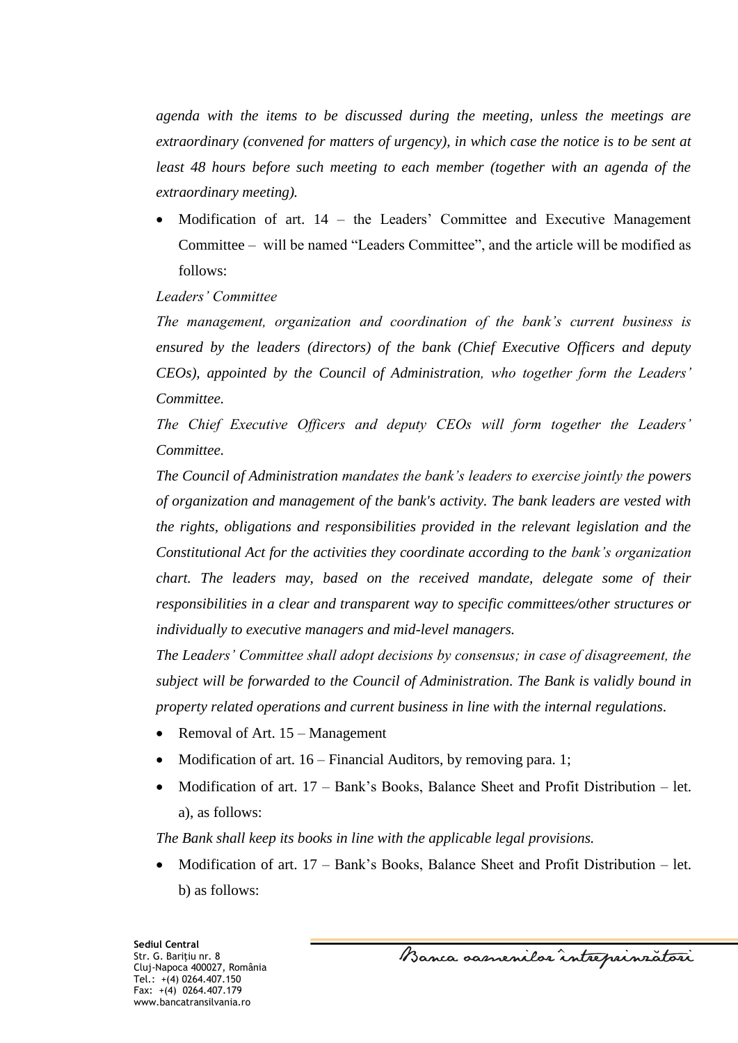*agenda with the items to be discussed during the meeting, unless the meetings are extraordinary (convened for matters of urgency), in which case the notice is to be sent at least 48 hours before such meeting to each member (together with an agenda of the extraordinary meeting).*

- Modification of art. 14 – the Leaders' Committee and Executive Management Committee – will be named "Leaders Committee", and the article will be modified as follows:

*Leaders' Committee*

*The management, organization and coordination of the bank's current business is ensured by the leaders (directors) of the bank (Chief Executive Officers and deputy CEOs), appointed by the Council of Administration, who together form the Leaders' Committee.*

*The Chief Executive Officers and deputy CEOs will form together the Leaders' Committee.*

*The Council of Administration mandates the bank's leaders to exercise jointly the powers of organization and management of the bank's activity. The bank leaders are vested with the rights, obligations and responsibilities provided in the relevant legislation and the Constitutional Act for the activities they coordinate according to the bank's organization chart. The leaders may, based on the received mandate, delegate some of their responsibilities in a clear and transparent way to specific committees/other structures or individually to executive managers and mid-level managers.*

*The Leaders' Committee shall adopt decisions by consensus; in case of disagreement, the subject will be forwarded to the Council of Administration. The Bank is validly bound in property related operations and current business in line with the internal regulations.*

- Removal of Art. 15 – Management
- Modification of art. 16 – Financial Auditors, by removing para. 1;
- Modification of art. 17 – Bank's Books, Balance Sheet and Profit Distribution – let. a), as follows:

*The Bank shall keep its books in line with the applicable legal provisions.*

- Modification of art. 17 – Bank's Books, Balance Sheet and Profit Distribution – let. b) as follows: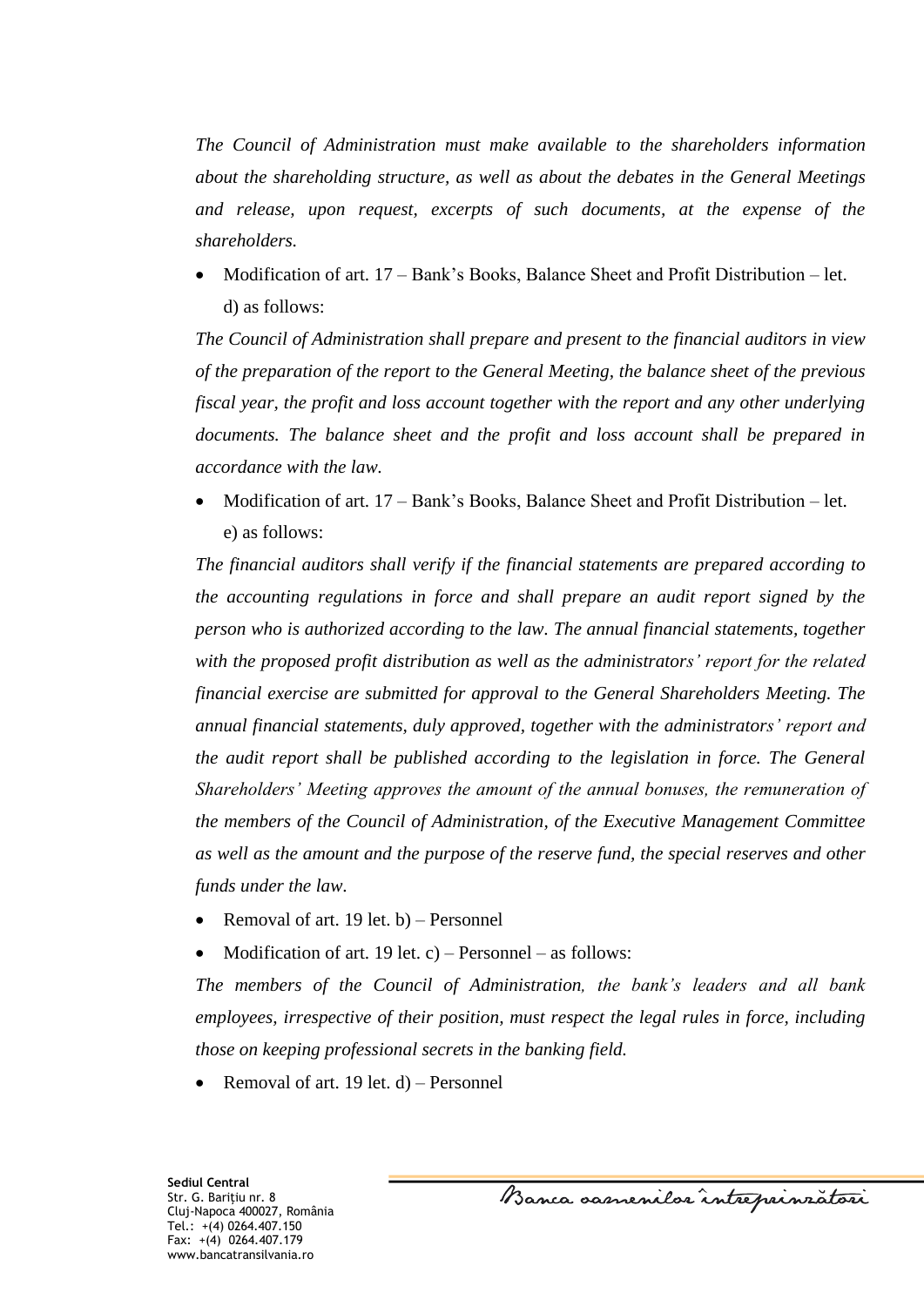*The Council of Administration must make available to the shareholders information about the shareholding structure, as well as about the debates in the General Meetings and release, upon request, excerpts of such documents, at the expense of the shareholders.*

- Modification of art. 17 – Bank's Books, Balance Sheet and Profit Distribution – let. d) as follows:

*The Council of Administration shall prepare and present to the financial auditors in view of the preparation of the report to the General Meeting, the balance sheet of the previous fiscal year, the profit and loss account together with the report and any other underlying documents. The balance sheet and the profit and loss account shall be prepared in accordance with the law.*

- Modification of art. 17 – Bank's Books, Balance Sheet and Profit Distribution – let. e) as follows:

*The financial auditors shall verify if the financial statements are prepared according to the accounting regulations in force and shall prepare an audit report signed by the person who is authorized according to the law. The annual financial statements, together with the proposed profit distribution as well as the administrators' report for the related financial exercise are submitted for approval to the General Shareholders Meeting. The annual financial statements, duly approved, together with the administrators' report and the audit report shall be published according to the legislation in force. The General Shareholders' Meeting approves the amount of the annual bonuses, the remuneration of the members of the Council of Administration, of the Executive Management Committee as well as the amount and the purpose of the reserve fund, the special reserves and other funds under the law.*

- Removal of art. 19 let. b) – Personnel
- Modification of art. 19 let. c) – Personnel – as follows:

*The members of the Council of Administration, the bank's leaders and all bank employees, irrespective of their position, must respect the legal rules in force, including those on keeping professional secrets in the banking field.*

- Removal of art. 19 let. d) – Personnel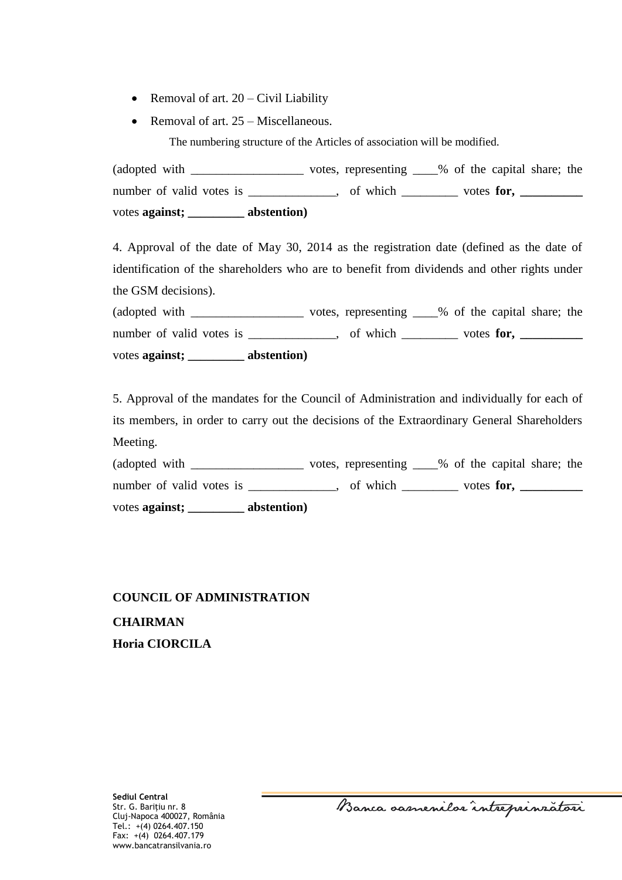- Removal of art. 20 – Civil Liability
- Removal of art. 25 – Miscellaneous.

The numbering structure of the Articles of association will be modified.

(adopted with __________________ votes, representing ____% of the capital share; the number of valid votes is ______________, of which _________ votes **for, __________** votes **against; _________ abstention)**

4. Approval of the date of May 30, 2014 as the registration date (defined as the date of identification of the shareholders who are to benefit from dividends and other rights under the GSM decisions).

(adopted with __________________ votes, representing ____% of the capital share; the number of valid votes is ______________, of which _________ votes **for, __________** votes **against; _________ abstention)**

5. Approval of the mandates for the Council of Administration and individually for each of its members, in order to carry out the decisions of the Extraordinary General Shareholders Meeting.

(adopted with __________________ votes, representing ____% of the capital share; the number of valid votes is ______________, of which _________ votes **for, __________** votes **against; _________ abstention)**

**COUNCIL OF ADMINISTRATION**

**CHAIRMAN**

**Horia CIORCILA**